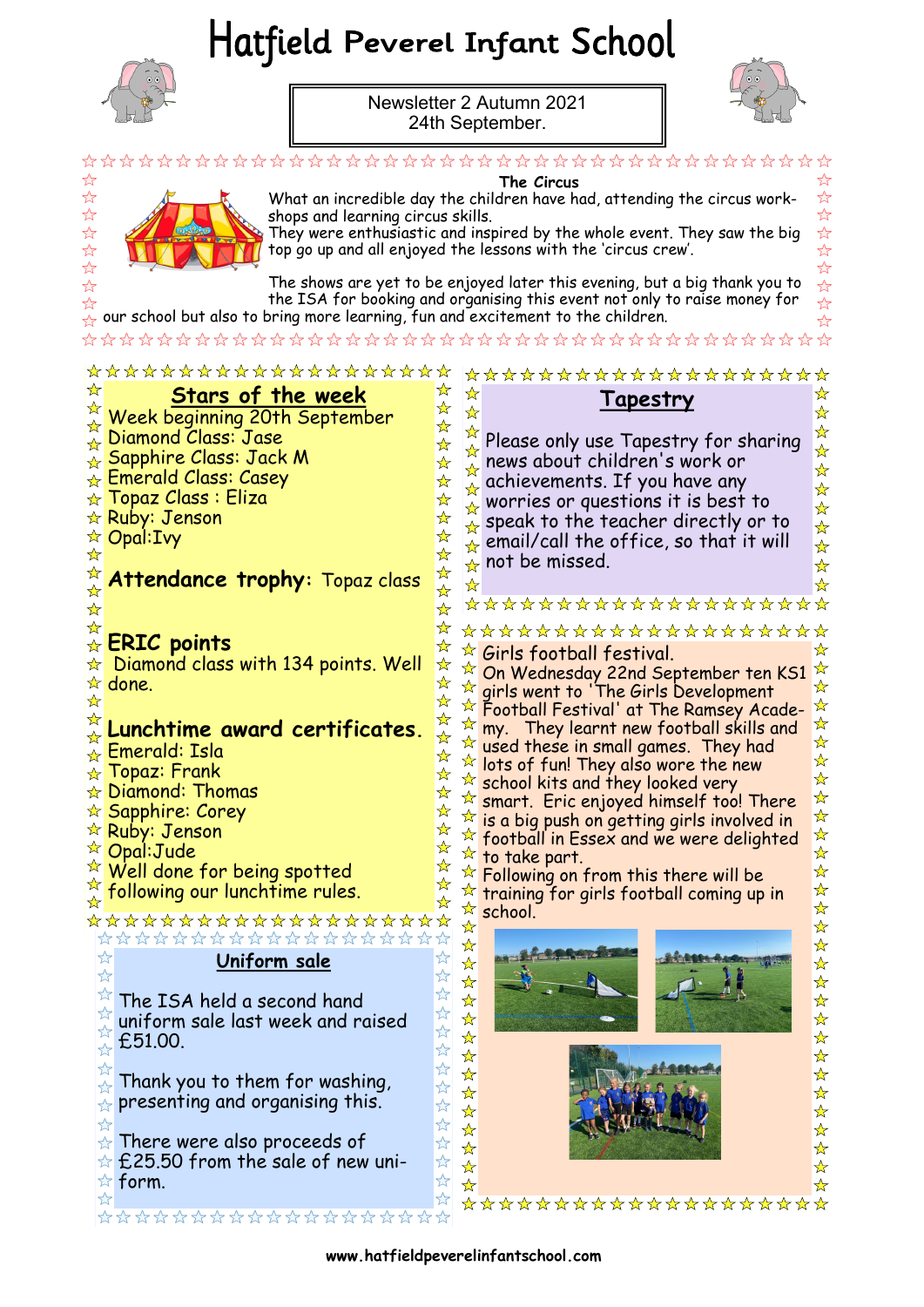# Hatfield Peverel Infant School

Newsletter 2 Autumn 2021
24th September.

## The Circus

What an incredible day the children have had, attending the circus workshops and learning circus skills.
They were enthusiastic and inspired by the whole event. They saw the big top go up and all enjoyed the lessons with the 'circus crew'.

The shows are yet to be enjoyed later this evening, but a big thank you to the ISA for booking and organising this event not only to raise money for our school but also to bring more learning, fun and excitement to the children.

## Stars of the week

Week beginning 20th September
Diamond Class: Jase
Sapphire Class: Jack M
Emerald Class: Casey
Topaz Class : Eliza
Ruby: Jenson
Opal:Ivy

**Attendance trophy**: Topaz class

**ERIC points**
Diamond class with 134 points. Well done.

**Lunchtime award certificates.**
Emerald: Isla
Topaz: Frank
Diamond: Thomas
Sapphire: Corey
Ruby: Jenson
Opal:Jude
Well done for being spotted following our lunchtime rules.

## Uniform sale

The ISA held a second hand uniform sale last week and raised £51.00.

Thank you to them for washing, presenting and organising this.

There were also proceeds of £25.50 from the sale of new uniform.

## Tapestry

Please only use Tapestry for sharing news about children's work or achievements. If you have any worries or questions it is best to speak to the teacher directly or to email/call the office, so that it will not be missed.

## Girls football festival.

On Wednesday 22nd September ten KS1 girls went to 'The Girls Development Football Festival' at The Ramsey Academy. They learnt new football skills and used these in small games. They had lots of fun! They also wore the new school kits and they looked very smart. Eric enjoyed himself too! There is a big push on getting girls involved in football in Essex and we were delighted to take part.
Following on from this there will be training for girls football coming up in school.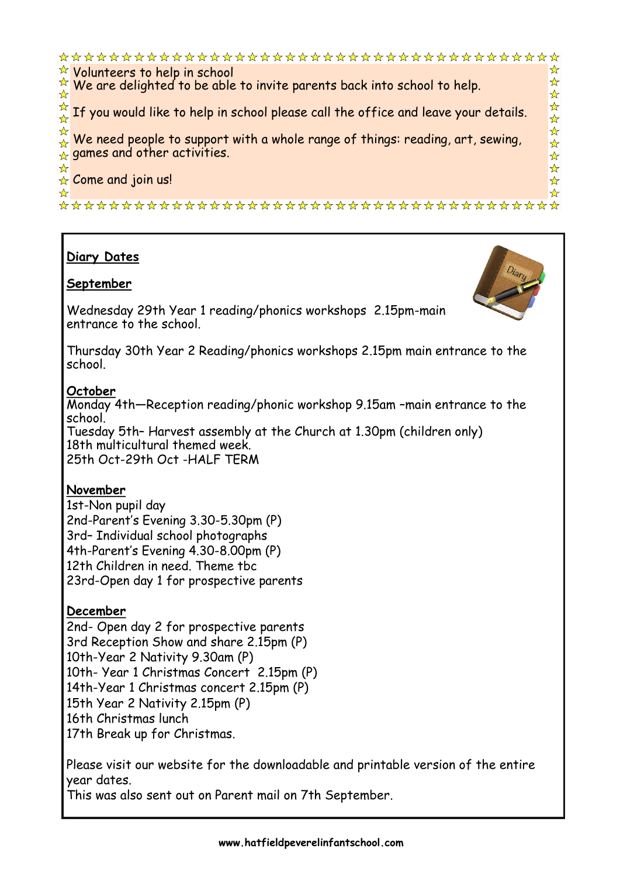Volunteers to help in school

We are delighted to be able to invite parents back into school to help.

If you would like to help in school please call the office and leave your details.

We need people to support with a whole range of things: reading, art, sewing, games and other activities.

Come and join us!

## Diary Dates

### September

Wednesday 29th Year 1 reading/phonics workshops 2.15pm-main entrance to the school.

Thursday 30th Year 2 Reading/phonics workshops 2.15pm main entrance to the school.

### October

Monday 4th—Reception reading/phonic workshop 9.15am –main entrance to the school.
Tuesday 5th– Harvest assembly at the Church at 1.30pm (children only)
18th multicultural themed week.
25th Oct-29th Oct -HALF TERM

### November

1st-Non pupil day
2nd-Parent's Evening 3.30-5.30pm (P)
3rd– Individual school photographs
4th-Parent's Evening 4.30-8.00pm (P)
12th Children in need. Theme tbc
23rd-Open day 1 for prospective parents

### December

2nd- Open day 2 for prospective parents
3rd Reception Show and share 2.15pm (P)
10th-Year 2 Nativity 9.30am (P)
10th- Year 1 Christmas Concert 2.15pm (P)
14th-Year 1 Christmas concert 2.15pm (P)
15th Year 2 Nativity 2.15pm (P)
16th Christmas lunch
17th Break up for Christmas.

Please visit our website for the downloadable and printable version of the entire year dates.
This was also sent out on Parent mail on 7th September.

www.hatfieldpeverelinfantschool.com